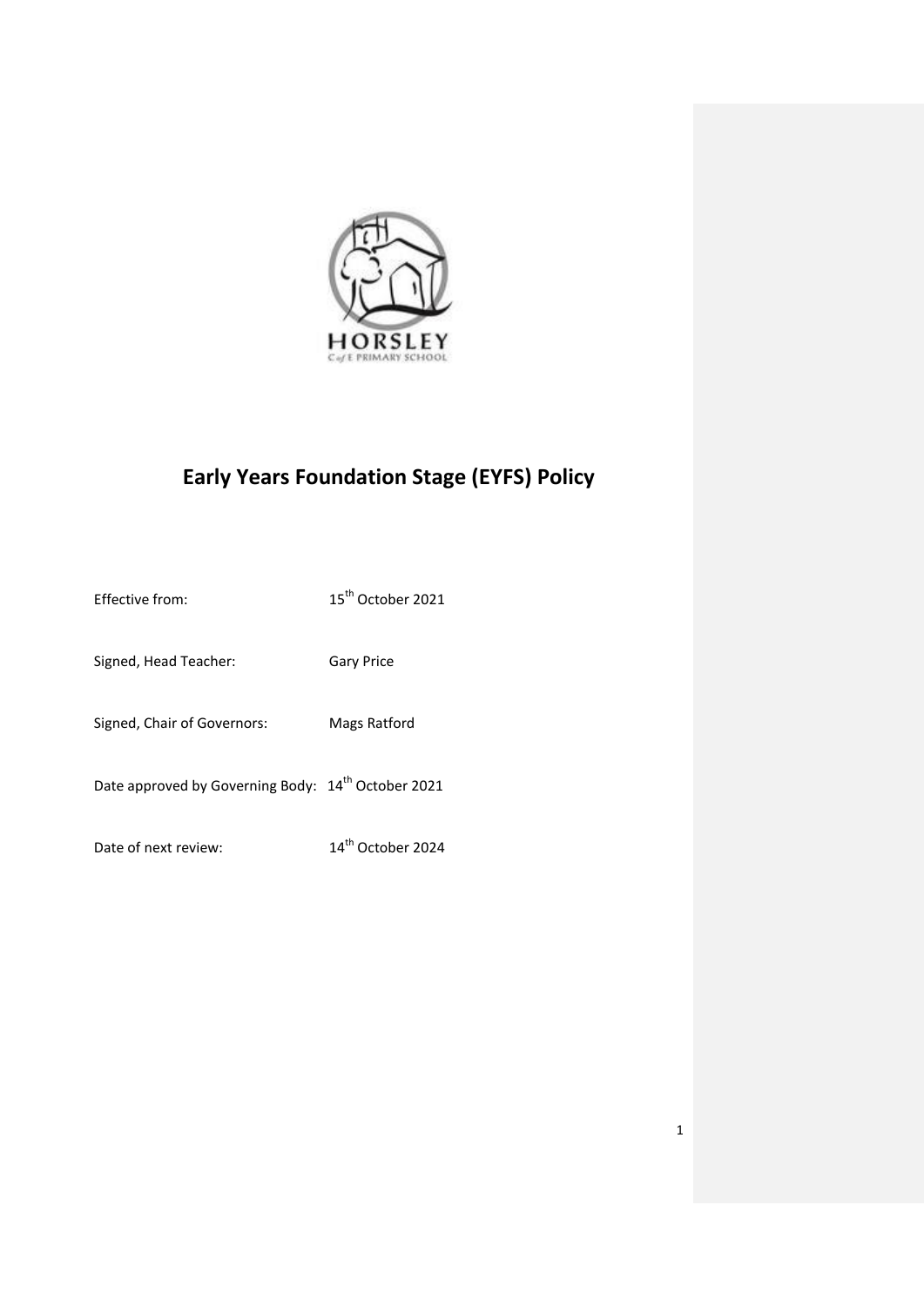HORSLEY

C of E PRIMARY SCHOOL

# Early Years Foundation Stage (EYFS) Policy

Effective from: 15th October 2021

Signed, Head Teacher: Gary Price

Signed, Chair of Governors: Mags Ratford

Date approved by Governing Body: 14th October 2021

Date of next review: 14th October 2024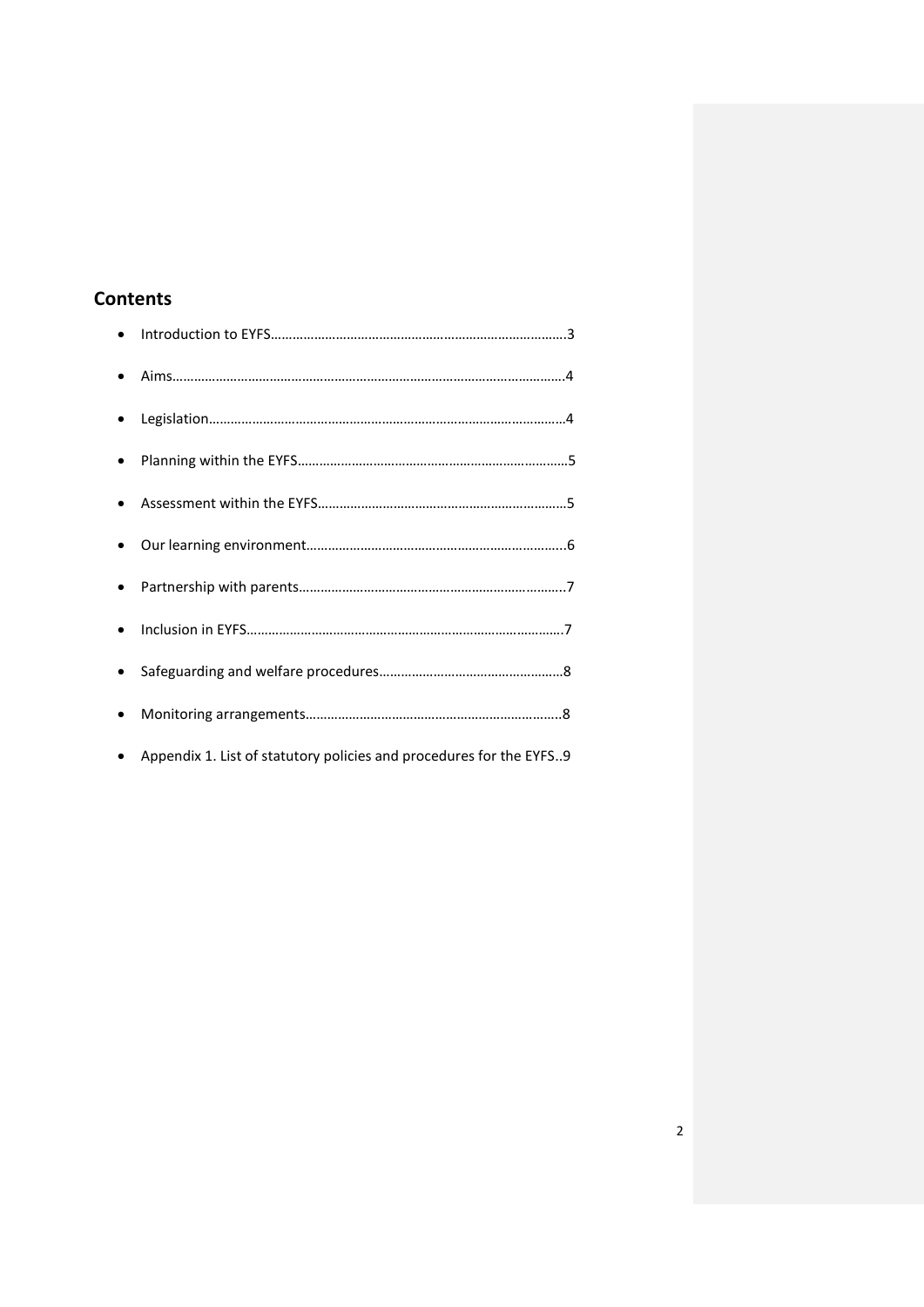## Contents

- Introduction to EYFS……………………………………………………………………….3
- Aims………………………………………………………………………………………………4
- Legislation………………………………………………………………………………………4
- Planning within the EYFS…………………………………………………………………5
- Assessment within the EYFS……………………………………………………………5
- Our learning environment……………………………………………………………….6
- Partnership with parents………………………………………………………………….7
- Inclusion in EYFS…………………………………………………………………………….7
- Safeguarding and welfare procedures…………………………………………….8
- Monitoring arrangements………………………………………………………………..8
- Appendix 1. List of statutory policies and procedures for the EYFS..9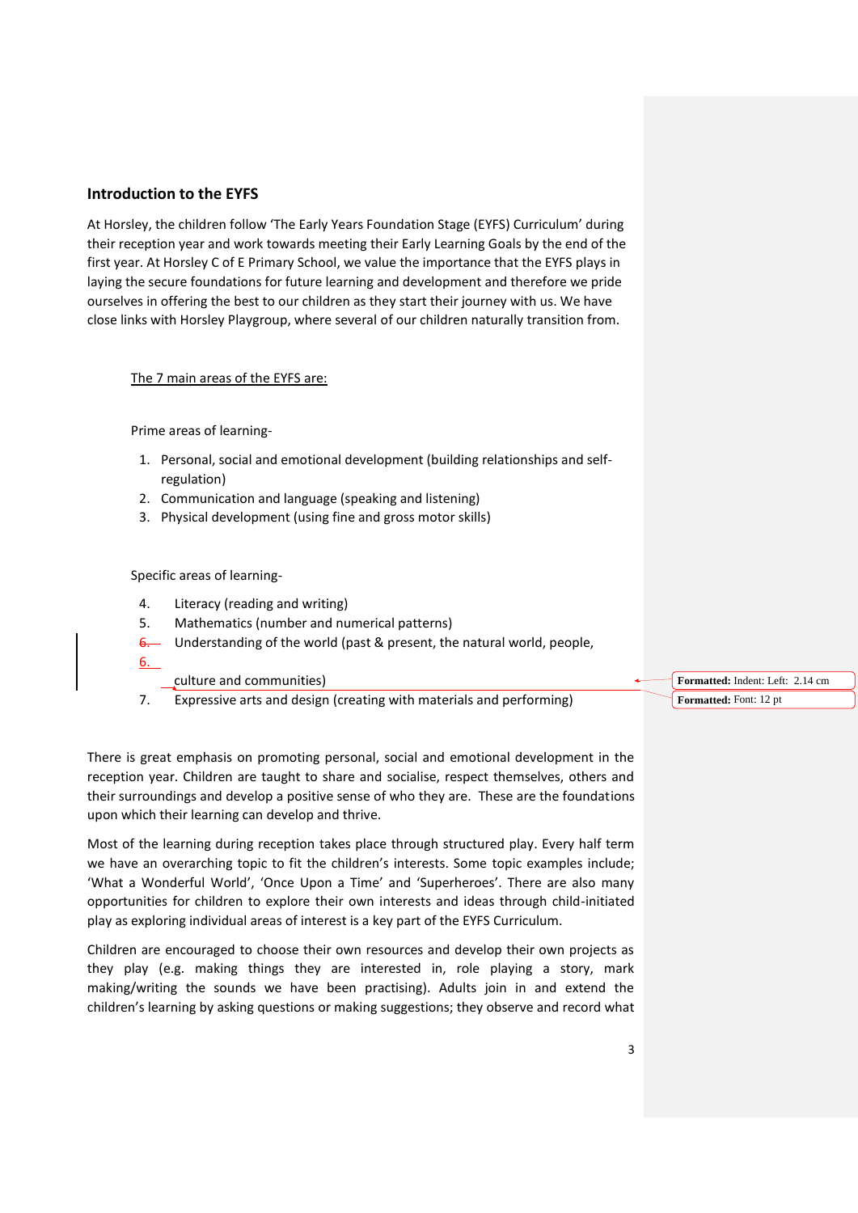## Introduction to the EYFS

At Horsley, the children follow 'The Early Years Foundation Stage (EYFS) Curriculum' during their reception year and work towards meeting their Early Learning Goals by the end of the first year. At Horsley C of E Primary School, we value the importance that the EYFS plays in laying the secure foundations for future learning and development and therefore we pride ourselves in offering the best to our children as they start their journey with us. We have close links with Horsley Playgroup, where several of our children naturally transition from.

The 7 main areas of the EYFS are:

Prime areas of learning-

1. Personal, social and emotional development (building relationships and self-regulation)
2. Communication and language (speaking and listening)
3. Physical development (using fine and gross motor skills)

Specific areas of learning-

4. Literacy (reading and writing)
5. Mathematics (number and numerical patterns)
6. Understanding of the world (past & present, the natural world, people, culture and communities)
7. Expressive arts and design (creating with materials and performing)

There is great emphasis on promoting personal, social and emotional development in the reception year. Children are taught to share and socialise, respect themselves, others and their surroundings and develop a positive sense of who they are. These are the foundations upon which their learning can develop and thrive.

Most of the learning during reception takes place through structured play. Every half term we have an overarching topic to fit the children's interests. Some topic examples include; 'What a Wonderful World', 'Once Upon a Time' and 'Superheroes'. There are also many opportunities for children to explore their own interests and ideas through child-initiated play as exploring individual areas of interest is a key part of the EYFS Curriculum.

Children are encouraged to choose their own resources and develop their own projects as they play (e.g. making things they are interested in, role playing a story, mark making/writing the sounds we have been practising). Adults join in and extend the children's learning by asking questions or making suggestions; they observe and record what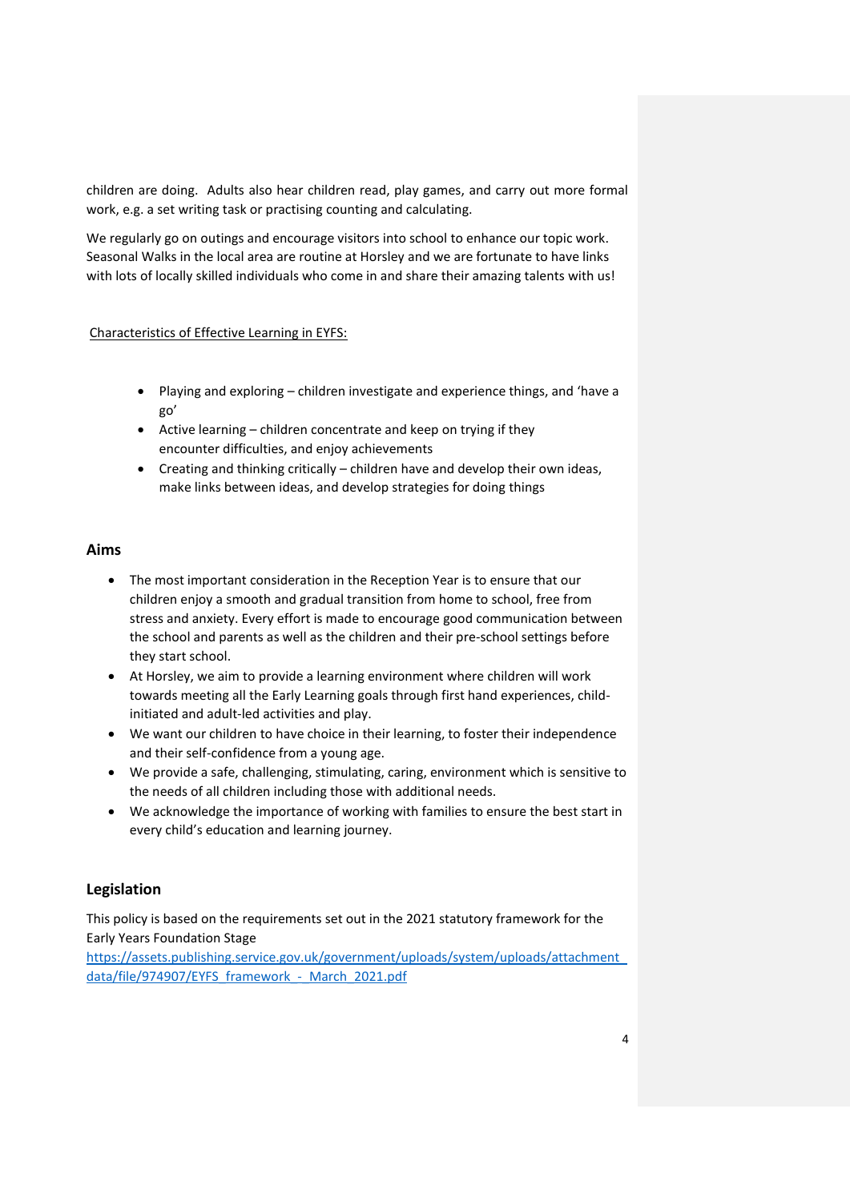children are doing. Adults also hear children read, play games, and carry out more formal work, e.g. a set writing task or practising counting and calculating.

We regularly go on outings and encourage visitors into school to enhance our topic work. Seasonal Walks in the local area are routine at Horsley and we are fortunate to have links with lots of locally skilled individuals who come in and share their amazing talents with us!

Characteristics of Effective Learning in EYFS:

- Playing and exploring – children investigate and experience things, and 'have a go'
- Active learning – children concentrate and keep on trying if they encounter difficulties, and enjoy achievements
- Creating and thinking critically – children have and develop their own ideas, make links between ideas, and develop strategies for doing things

## Aims

- The most important consideration in the Reception Year is to ensure that our children enjoy a smooth and gradual transition from home to school, free from stress and anxiety. Every effort is made to encourage good communication between the school and parents as well as the children and their pre-school settings before they start school.
- At Horsley, we aim to provide a learning environment where children will work towards meeting all the Early Learning goals through first hand experiences, child-initiated and adult-led activities and play.
- We want our children to have choice in their learning, to foster their independence and their self-confidence from a young age.
- We provide a safe, challenging, stimulating, caring, environment which is sensitive to the needs of all children including those with additional needs.
- We acknowledge the importance of working with families to ensure the best start in every child's education and learning journey.

## Legislation

This policy is based on the requirements set out in the 2021 statutory framework for the Early Years Foundation Stage
https://assets.publishing.service.gov.uk/government/uploads/system/uploads/attachment_data/file/974907/EYFS_framework_-_March_2021.pdf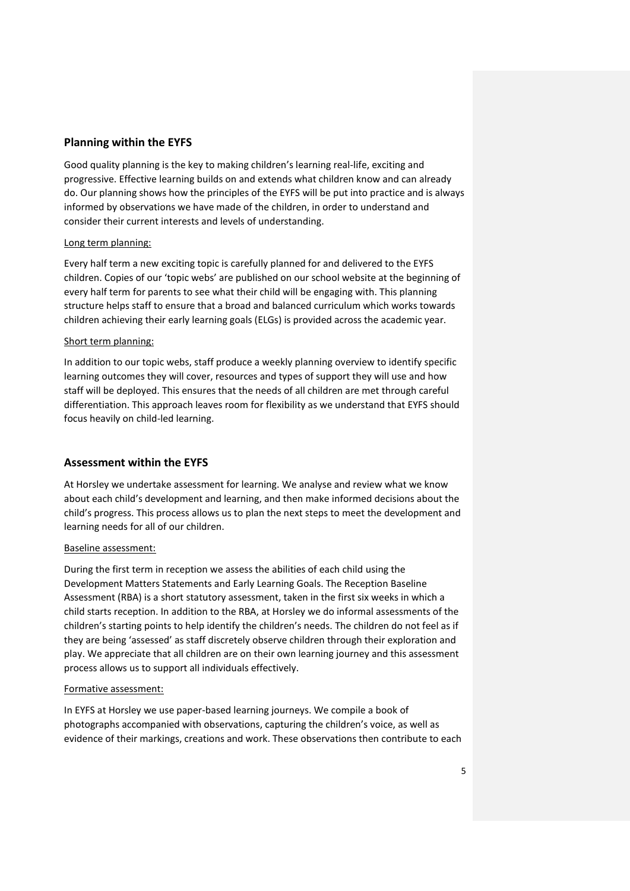## Planning within the EYFS

Good quality planning is the key to making children's learning real-life, exciting and progressive. Effective learning builds on and extends what children know and can already do. Our planning shows how the principles of the EYFS will be put into practice and is always informed by observations we have made of the children, in order to understand and consider their current interests and levels of understanding.

Long term planning:

Every half term a new exciting topic is carefully planned for and delivered to the EYFS children. Copies of our 'topic webs' are published on our school website at the beginning of every half term for parents to see what their child will be engaging with. This planning structure helps staff to ensure that a broad and balanced curriculum which works towards children achieving their early learning goals (ELGs) is provided across the academic year.

Short term planning:

In addition to our topic webs, staff produce a weekly planning overview to identify specific learning outcomes they will cover, resources and types of support they will use and how staff will be deployed. This ensures that the needs of all children are met through careful differentiation. This approach leaves room for flexibility as we understand that EYFS should focus heavily on child-led learning.

## Assessment within the EYFS

At Horsley we undertake assessment for learning. We analyse and review what we know about each child's development and learning, and then make informed decisions about the child's progress. This process allows us to plan the next steps to meet the development and learning needs for all of our children.

Baseline assessment:

During the first term in reception we assess the abilities of each child using the Development Matters Statements and Early Learning Goals. The Reception Baseline Assessment (RBA) is a short statutory assessment, taken in the first six weeks in which a child starts reception. In addition to the RBA, at Horsley we do informal assessments of the children's starting points to help identify the children's needs. The children do not feel as if they are being 'assessed' as staff discretely observe children through their exploration and play. We appreciate that all children are on their own learning journey and this assessment process allows us to support all individuals effectively.

Formative assessment:

In EYFS at Horsley we use paper-based learning journeys. We compile a book of photographs accompanied with observations, capturing the children's voice, as well as evidence of their markings, creations and work. These observations then contribute to each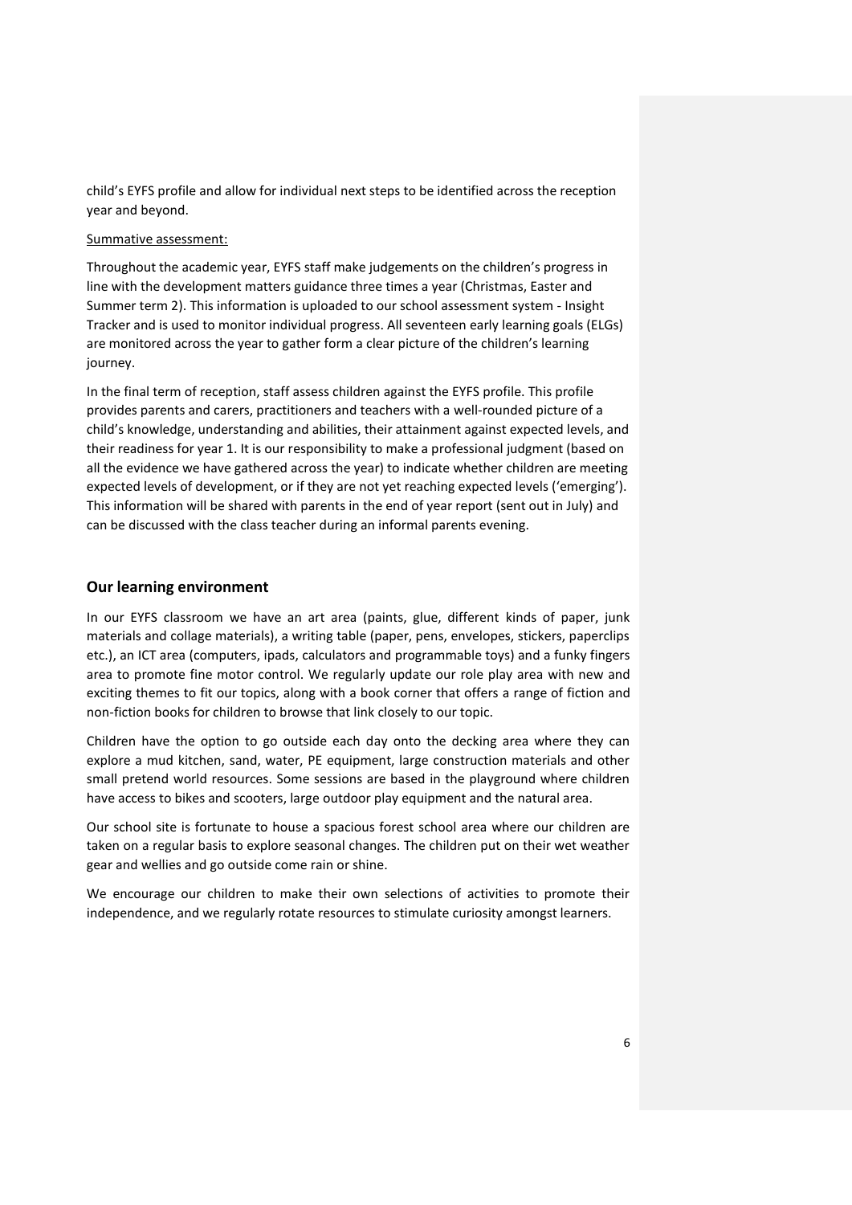child's EYFS profile and allow for individual next steps to be identified across the reception year and beyond.

Summative assessment:

Throughout the academic year, EYFS staff make judgements on the children's progress in line with the development matters guidance three times a year (Christmas, Easter and Summer term 2). This information is uploaded to our school assessment system - Insight Tracker and is used to monitor individual progress. All seventeen early learning goals (ELGs) are monitored across the year to gather form a clear picture of the children's learning journey.

In the final term of reception, staff assess children against the EYFS profile. This profile provides parents and carers, practitioners and teachers with a well-rounded picture of a child's knowledge, understanding and abilities, their attainment against expected levels, and their readiness for year 1. It is our responsibility to make a professional judgment (based on all the evidence we have gathered across the year) to indicate whether children are meeting expected levels of development, or if they are not yet reaching expected levels ('emerging'). This information will be shared with parents in the end of year report (sent out in July) and can be discussed with the class teacher during an informal parents evening.

## Our learning environment

In our EYFS classroom we have an art area (paints, glue, different kinds of paper, junk materials and collage materials), a writing table (paper, pens, envelopes, stickers, paperclips etc.), an ICT area (computers, ipads, calculators and programmable toys) and a funky fingers area to promote fine motor control. We regularly update our role play area with new and exciting themes to fit our topics, along with a book corner that offers a range of fiction and non-fiction books for children to browse that link closely to our topic.

Children have the option to go outside each day onto the decking area where they can explore a mud kitchen, sand, water, PE equipment, large construction materials and other small pretend world resources. Some sessions are based in the playground where children have access to bikes and scooters, large outdoor play equipment and the natural area.

Our school site is fortunate to house a spacious forest school area where our children are taken on a regular basis to explore seasonal changes. The children put on their wet weather gear and wellies and go outside come rain or shine.

We encourage our children to make their own selections of activities to promote their independence, and we regularly rotate resources to stimulate curiosity amongst learners.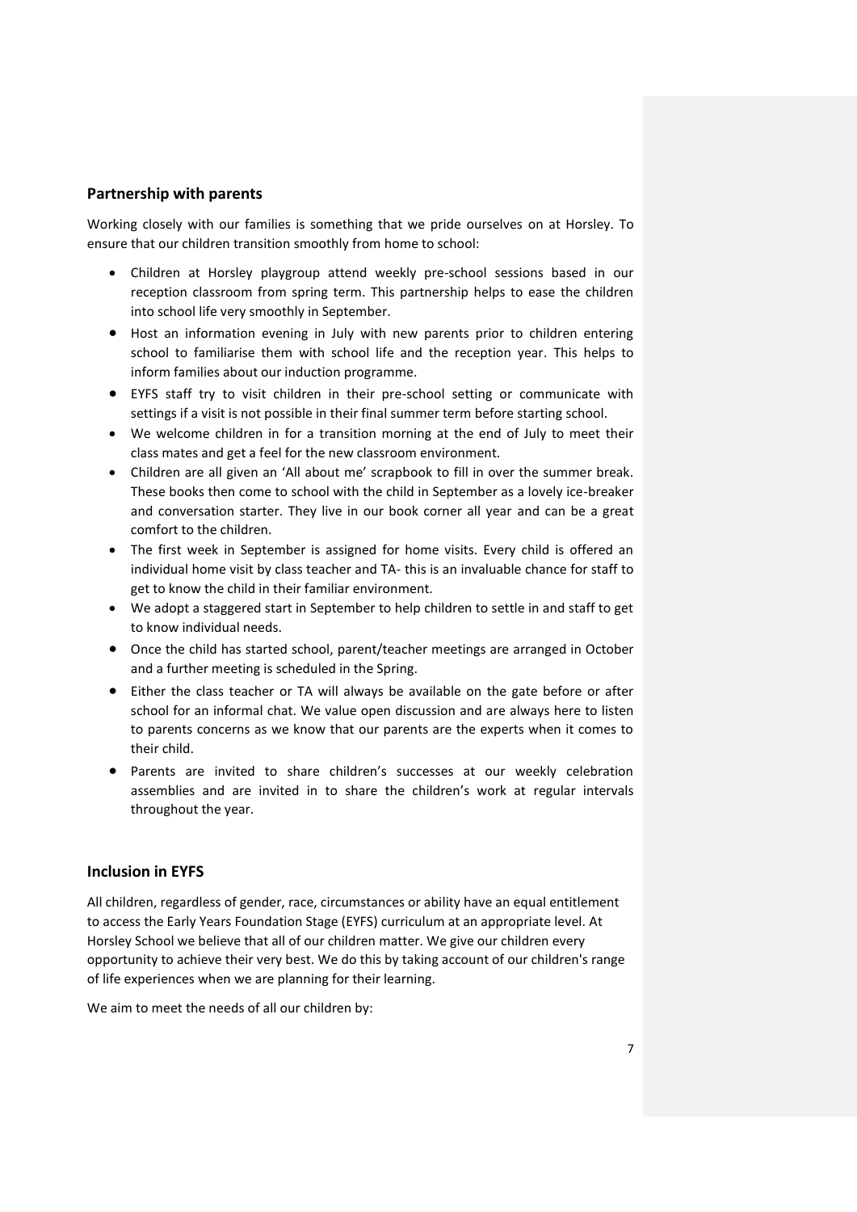## Partnership with parents

Working closely with our families is something that we pride ourselves on at Horsley. To ensure that our children transition smoothly from home to school:

- Children at Horsley playgroup attend weekly pre-school sessions based in our reception classroom from spring term. This partnership helps to ease the children into school life very smoothly in September.
- Host an information evening in July with new parents prior to children entering school to familiarise them with school life and the reception year. This helps to inform families about our induction programme.
- EYFS staff try to visit children in their pre-school setting or communicate with settings if a visit is not possible in their final summer term before starting school.
- We welcome children in for a transition morning at the end of July to meet their class mates and get a feel for the new classroom environment.
- Children are all given an 'All about me' scrapbook to fill in over the summer break. These books then come to school with the child in September as a lovely ice-breaker and conversation starter. They live in our book corner all year and can be a great comfort to the children.
- The first week in September is assigned for home visits. Every child is offered an individual home visit by class teacher and TA- this is an invaluable chance for staff to get to know the child in their familiar environment.
- We adopt a staggered start in September to help children to settle in and staff to get to know individual needs.
- Once the child has started school, parent/teacher meetings are arranged in October and a further meeting is scheduled in the Spring.
- Either the class teacher or TA will always be available on the gate before or after school for an informal chat. We value open discussion and are always here to listen to parents concerns as we know that our parents are the experts when it comes to their child.
- Parents are invited to share children's successes at our weekly celebration assemblies and are invited in to share the children's work at regular intervals throughout the year.

## Inclusion in EYFS

All children, regardless of gender, race, circumstances or ability have an equal entitlement to access the Early Years Foundation Stage (EYFS) curriculum at an appropriate level. At Horsley School we believe that all of our children matter. We give our children every opportunity to achieve their very best. We do this by taking account of our children's range of life experiences when we are planning for their learning.

We aim to meet the needs of all our children by: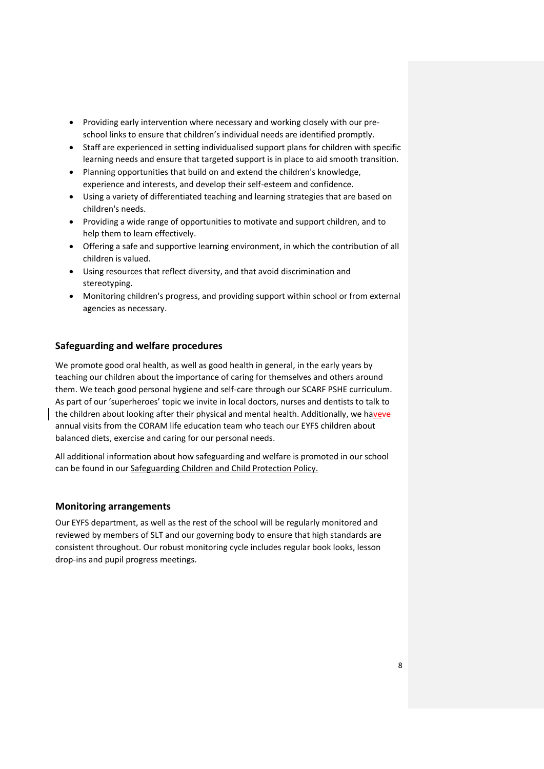- Providing early intervention where necessary and working closely with our pre-school links to ensure that children's individual needs are identified promptly.
- Staff are experienced in setting individualised support plans for children with specific learning needs and ensure that targeted support is in place to aid smooth transition.
- Planning opportunities that build on and extend the children's knowledge, experience and interests, and develop their self-esteem and confidence.
- Using a variety of differentiated teaching and learning strategies that are based on children's needs.
- Providing a wide range of opportunities to motivate and support children, and to help them to learn effectively.
- Offering a safe and supportive learning environment, in which the contribution of all children is valued.
- Using resources that reflect diversity, and that avoid discrimination and stereotyping.
- Monitoring children's progress, and providing support within school or from external agencies as necessary.

## Safeguarding and welfare procedures

We promote good oral health, as well as good health in general, in the early years by teaching our children about the importance of caring for themselves and others around them. We teach good personal hygiene and self-care through our SCARF PSHE curriculum. As part of our 'superheroes' topic we invite in local doctors, nurses and dentists to talk to the children about looking after their physical and mental health. Additionally, we have annual visits from the CORAM life education team who teach our EYFS children about balanced diets, exercise and caring for our personal needs.

All additional information about how safeguarding and welfare is promoted in our school can be found in our Safeguarding Children and Child Protection Policy.

## Monitoring arrangements

Our EYFS department, as well as the rest of the school will be regularly monitored and reviewed by members of SLT and our governing body to ensure that high standards are consistent throughout. Our robust monitoring cycle includes regular book looks, lesson drop-ins and pupil progress meetings.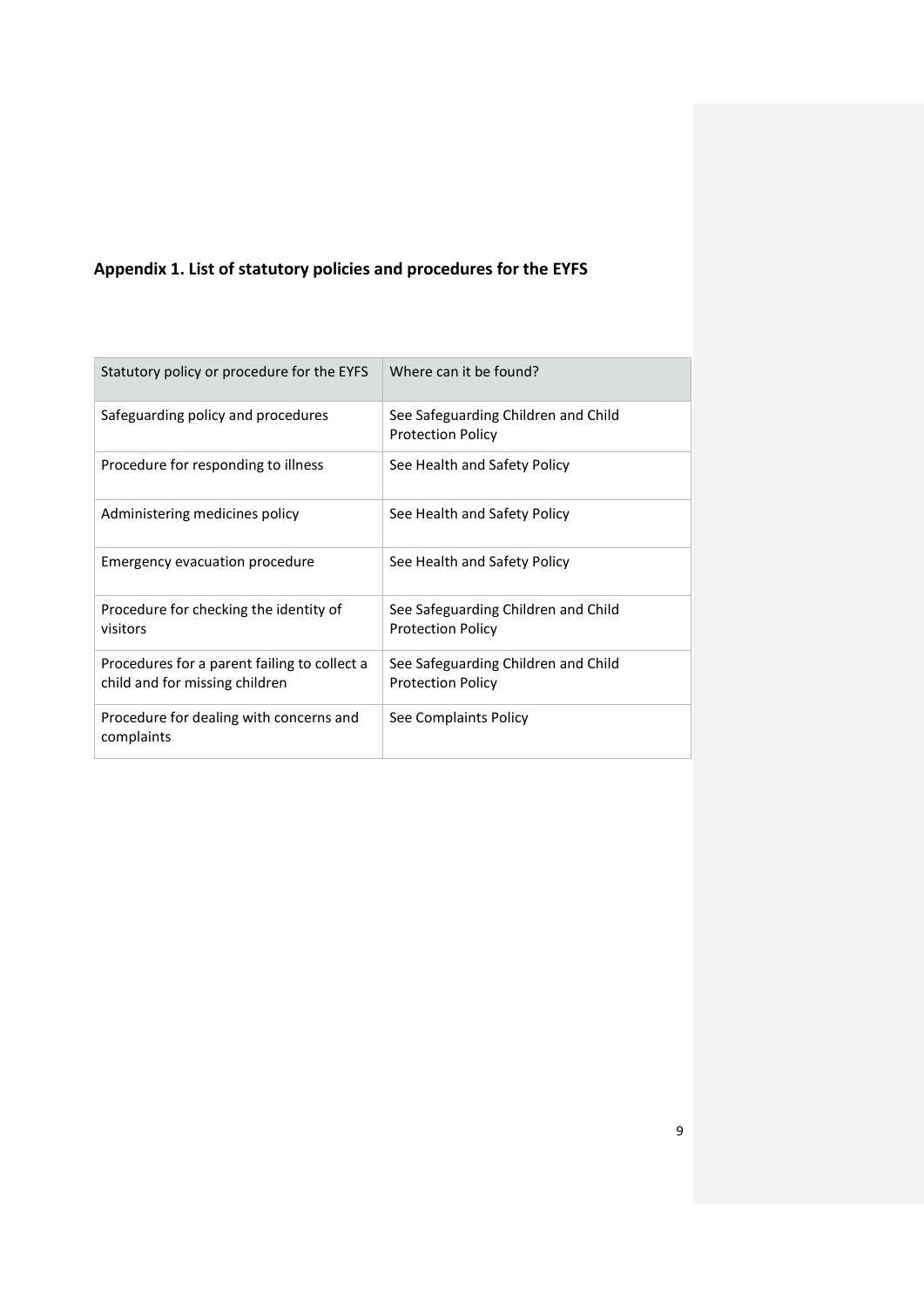## Appendix 1. List of statutory policies and procedures for the EYFS

| Statutory policy or procedure for the EYFS | Where can it be found? |
| --- | --- |
| Safeguarding policy and procedures | See Safeguarding Children and Child Protection Policy |
| Procedure for responding to illness | See Health and Safety Policy |
| Administering medicines policy | See Health and Safety Policy |
| Emergency evacuation procedure | See Health and Safety Policy |
| Procedure for checking the identity of visitors | See Safeguarding Children and Child Protection Policy |
| Procedures for a parent failing to collect a child and for missing children | See Safeguarding Children and Child Protection Policy |
| Procedure for dealing with concerns and complaints | See Complaints Policy |